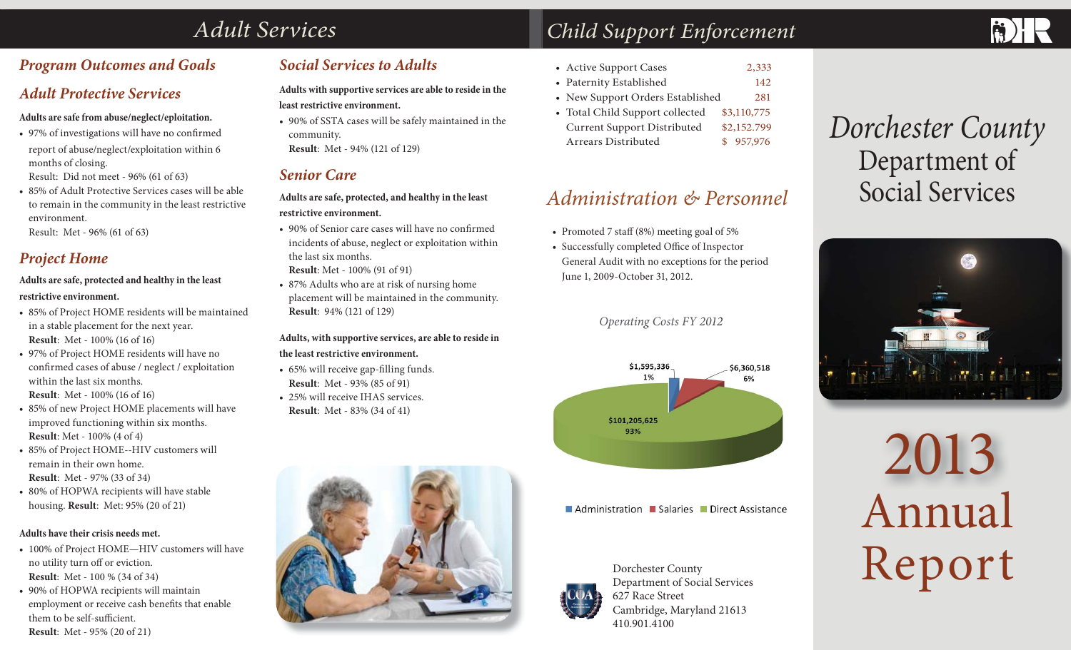# Adult Services

## Program Outcomes and Goals

## Adult Protective Services

**Adults are safe from abuse/neglect/eploitation.**

- 97% of investigations will have no confirmed report of abuse/neglect/exploitation within 6 months of closing.
  Result: Did not meet - 96% (61 of 63)
- 85% of Adult Protective Services cases will be able to remain in the community in the least restrictive environment.
  Result: Met - 96% (61 of 63)

## Project Home

**Adults are safe, protected and healthy in the least restrictive environment.**

- 85% of Project HOME residents will be maintained in a stable placement for the next year.
  **Result**: Met - 100% (16 of 16)
- 97% of Project HOME residents will have no confirmed cases of abuse / neglect / exploitation within the last six months.
  **Result**: Met - 100% (16 of 16)
- 85% of new Project HOME placements will have improved functioning within six months.
  **Result**: Met - 100% (4 of 4)
- 85% of Project HOME--HIV customers will remain in their own home.
  **Result**: Met - 97% (33 of 34)
- 80% of HOPWA recipients will have stable housing. **Result**: Met: 95% (20 of 21)

**Adults have their crisis needs met.**

- 100% of Project HOME—HIV customers will have no utility turn off or eviction.
  **Result**: Met - 100 % (34 of 34)
- 90% of HOPWA recipients will maintain employment or receive cash benefits that enable them to be self-sufficient.
  **Result**: Met - 95% (20 of 21)

## Social Services to Adults

**Adults with supportive services are able to reside in the least restrictive environment.**

- 90% of SSTA cases will be safely maintained in the community.
  **Result**: Met - 94% (121 of 129)

## Senior Care

**Adults are safe, protected, and healthy in the least restrictive environment.**

- 90% of Senior care cases will have no confirmed incidents of abuse, neglect or exploitation within the last six months.
  **Result**: Met - 100% (91 of 91)
- 87% Adults who are at risk of nursing home placement will be maintained in the community.
  **Result**: 94% (121 of 129)

**Adults, with supportive services, are able to reside in the least restrictive environment.**

- 65% will receive gap-filling funds.
  **Result**: Met - 93% (85 of 91)
- 25% will receive IHAS services.
  **Result**: Met - 83% (34 of 41)

# Child Support Enforcement

| | |
|---|---|
| • Active Support Cases | 2,333 |
| • Paternity Established | 142 |
| • New Support Orders Established | 281 |
| • Total Child Support collected | $3,110,775 |
| Current Support Distributed | $2,152.799 |
| Arrears Distributed | $ 957,976 |

# Administration & Personnel

- Promoted 7 staff (8%) meeting goal of 5%
- Successfully completed Office of Inspector General Audit with no exceptions for the period June 1, 2009-October 31, 2012.

*Operating Costs FY 2012*

| Category | Amount | Percent |
|---|---|---|
| Administration | $1,595,336 | 1% |
| Salaries | $6,360,518 | 6% |
| Direct Assistance | $101,205,625 | 93% |

Dorchester County
Department of Social Services
627 Race Street
Cambridge, Maryland 21613
410.901.4100

# *Dorchester County* Department of Social Services

# 2013 Annual Report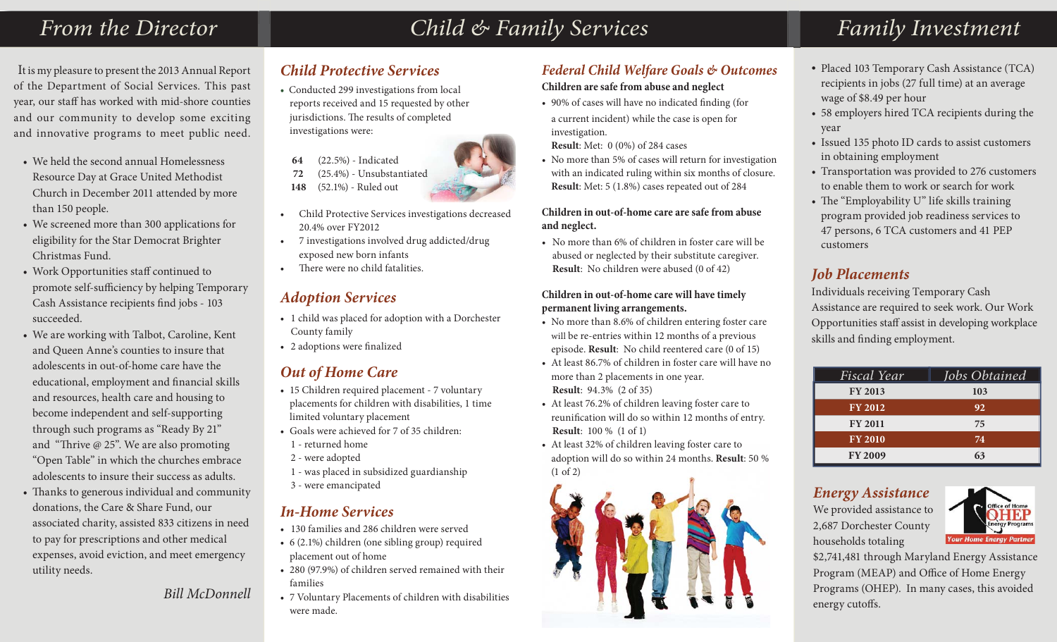# From the Director

It is my pleasure to present the 2013 Annual Report of the Department of Social Services. This past year, our staff has worked with mid-shore counties and our community to develop some exciting and innovative programs to meet public need.

- We held the second annual Homelessness Resource Day at Grace United Methodist Church in December 2011 attended by more than 150 people.
- We screened more than 300 applications for eligibility for the Star Democrat Brighter Christmas Fund.
- Work Opportunities staff continued to promote self-sufficiency by helping Temporary Cash Assistance recipients find jobs - 103 succeeded.
- We are working with Talbot, Caroline, Kent and Queen Anne's counties to insure that adolescents in out-of-home care have the educational, employment and financial skills and resources, health care and housing to become independent and self-supporting through such programs as "Ready By 21" and "Thrive @ 25". We are also promoting "Open Table" in which the churches embrace adolescents to insure their success as adults.
- Thanks to generous individual and community donations, the Care & Share Fund, our associated charity, assisted 833 citizens in need to pay for prescriptions and other medical expenses, avoid eviction, and meet emergency utility needs.

*Bill McDonnell*

# Child & Family Services

## Child Protective Services

- Conducted 299 investigations from local reports received and 15 requested by other jurisdictions. The results of completed investigations were:

**64** (22.5%) - Indicated
**72** (25.4%) - Unsubstantiated
**148** (52.1%) - Ruled out

- Child Protective Services investigations decreased 20.4% over FY2012
- 7 investigations involved drug addicted/drug exposed new born infants
- There were no child fatalities.

## Adoption Services

- 1 child was placed for adoption with a Dorchester County family
- 2 adoptions were finalized

## Out of Home Care

- 15 Children required placement - 7 voluntary placements for children with disabilities, 1 time limited voluntary placement
- Goals were achieved for 7 of 35 children:
  1 - returned home
  2 - were adopted
  1 - was placed in subsidized guardianship
  3 - were emancipated

## In-Home Services

- 130 families and 286 children were served
- 6 (2.1%) children (one sibling group) required placement out of home
- 280 (97.9%) of children served remained with their families
- 7 Voluntary Placements of children with disabilities were made.

## Federal Child Welfare Goals & Outcomes

**Children are safe from abuse and neglect**

- 90% of cases will have no indicated finding (for a current incident) while the case is open for investigation.
  **Result**: Met: 0 (0%) of 284 cases
- No more than 5% of cases will return for investigation with an indicated ruling within six months of closure.
  **Result**: Met: 5 (1.8%) cases repeated out of 284

**Children in out-of-home care are safe from abuse and neglect.**

- No more than 6% of children in foster care will be abused or neglected by their substitute caregiver.
  **Result**: No children were abused (0 of 42)

**Children in out-of-home care will have timely permanent living arrangements.**

- No more than 8.6% of children entering foster care will be re-entries within 12 months of a previous episode. **Result**: No child reentered care (0 of 15)
- At least 86.7% of children in foster care will have no more than 2 placements in one year.
  **Result**: 94.3% (2 of 35)
- At least 76.2% of children leaving foster care to reunification will do so within 12 months of entry.
  **Result**: 100 % (1 of 1)
- At least 32% of children leaving foster care to adoption will do so within 24 months. **Result**: 50 % (1 of 2)

# Family Investment

- Placed 103 Temporary Cash Assistance (TCA) recipients in jobs (27 full time) at an average wage of $8.49 per hour
- 58 employers hired TCA recipients during the year
- Issued 135 photo ID cards to assist customers in obtaining employment
- Transportation was provided to 276 customers to enable them to work or search for work
- The "Employability U" life skills training program provided job readiness services to 47 persons, 6 TCA customers and 41 PEP customers

## Job Placements

Individuals receiving Temporary Cash Assistance are required to seek work. Our Work Opportunities staff assist in developing workplace skills and finding employment.

| Fiscal Year | Jobs Obtained |
|---|---|
| FY 2013 | 103 |
| FY 2012 | 92 |
| FY 2011 | 75 |
| FY 2010 | 74 |
| FY 2009 | 63 |

## Energy Assistance

Office of Home OHEP Energy Programs
Your Home Energy Partner

We provided assistance to 2,687 Dorchester County households totaling $2,741,481 through Maryland Energy Assistance Program (MEAP) and Office of Home Energy Programs (OHEP). In many cases, this avoided energy cutoffs.